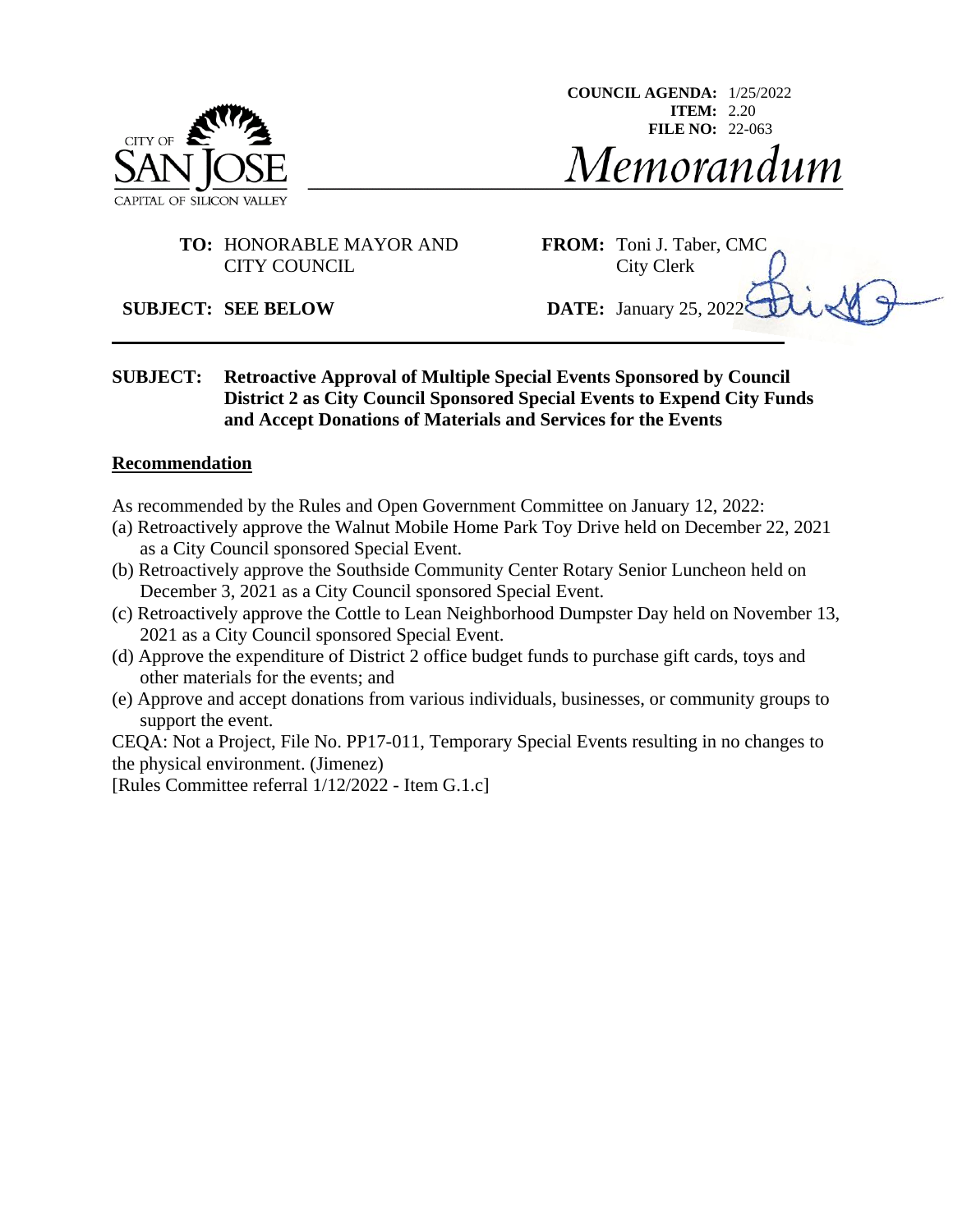**COUNCIL AGENDA:** 1/25/2022
**ITEM:** 2.20
**FILE NO:** 22-063

CITY OF SAN JOSE
CAPITAL OF SILICON VALLEY

# *Memorandum*

**TO:** HONORABLE MAYOR AND CITY COUNCIL

**FROM:** Toni J. Taber, CMC
City Clerk

**SUBJECT: SEE BELOW**

**DATE:** January 25, 2022

---

**SUBJECT: Retroactive Approval of Multiple Special Events Sponsored by Council District 2 as City Council Sponsored Special Events to Expend City Funds and Accept Donations of Materials and Services for the Events**

## Recommendation

As recommended by the Rules and Open Government Committee on January 12, 2022:

(a) Retroactively approve the Walnut Mobile Home Park Toy Drive held on December 22, 2021 as a City Council sponsored Special Event.

(b) Retroactively approve the Southside Community Center Rotary Senior Luncheon held on December 3, 2021 as a City Council sponsored Special Event.

(c) Retroactively approve the Cottle to Lean Neighborhood Dumpster Day held on November 13, 2021 as a City Council sponsored Special Event.

(d) Approve the expenditure of District 2 office budget funds to purchase gift cards, toys and other materials for the events; and

(e) Approve and accept donations from various individuals, businesses, or community groups to support the event.

CEQA: Not a Project, File No. PP17-011, Temporary Special Events resulting in no changes to the physical environment. (Jimenez)
[Rules Committee referral 1/12/2022 - Item G.1.c]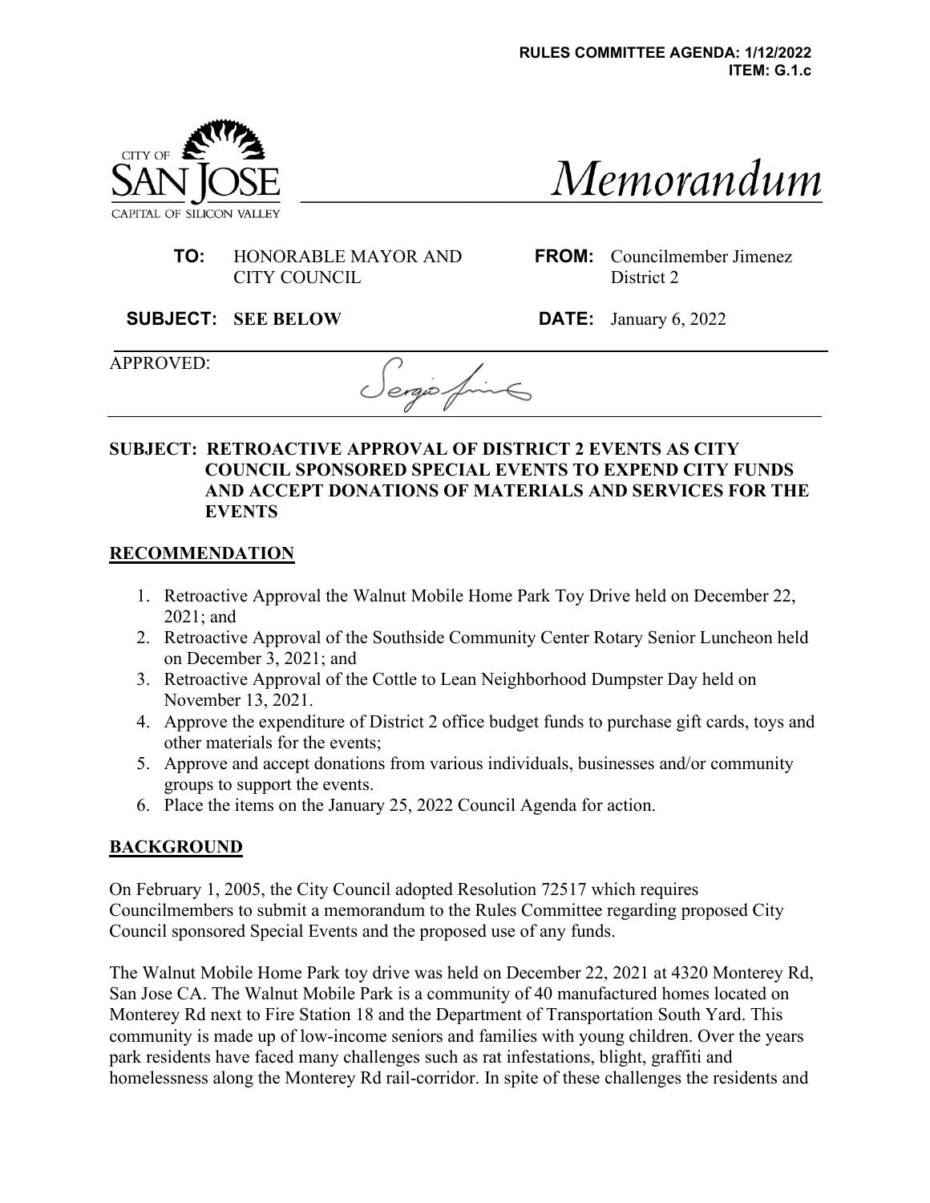RULES COMMITTEE AGENDA: 1/12/2022
ITEM: G.1.c

CITY OF SAN JOSE
CAPITAL OF SILICON VALLEY

# Memorandum

**TO:** HONORABLE MAYOR AND CITY COUNCIL

**FROM:** Councilmember Jimenez District 2

**SUBJECT:** SEE BELOW

**DATE:** January 6, 2022

APPROVED:

**SUBJECT: RETROACTIVE APPROVAL OF DISTRICT 2 EVENTS AS CITY COUNCIL SPONSORED SPECIAL EVENTS TO EXPEND CITY FUNDS AND ACCEPT DONATIONS OF MATERIALS AND SERVICES FOR THE EVENTS**

## RECOMMENDATION

1. Retroactive Approval the Walnut Mobile Home Park Toy Drive held on December 22, 2021; and
2. Retroactive Approval of the Southside Community Center Rotary Senior Luncheon held on December 3, 2021; and
3. Retroactive Approval of the Cottle to Lean Neighborhood Dumpster Day held on November 13, 2021.
4. Approve the expenditure of District 2 office budget funds to purchase gift cards, toys and other materials for the events;
5. Approve and accept donations from various individuals, businesses and/or community groups to support the events.
6. Place the items on the January 25, 2022 Council Agenda for action.

## BACKGROUND

On February 1, 2005, the City Council adopted Resolution 72517 which requires Councilmembers to submit a memorandum to the Rules Committee regarding proposed City Council sponsored Special Events and the proposed use of any funds.

The Walnut Mobile Home Park toy drive was held on December 22, 2021 at 4320 Monterey Rd, San Jose CA. The Walnut Mobile Park is a community of 40 manufactured homes located on Monterey Rd next to Fire Station 18 and the Department of Transportation South Yard. This community is made up of low-income seniors and families with young children. Over the years park residents have faced many challenges such as rat infestations, blight, graffiti and homelessness along the Monterey Rd rail-corridor. In spite of these challenges the residents and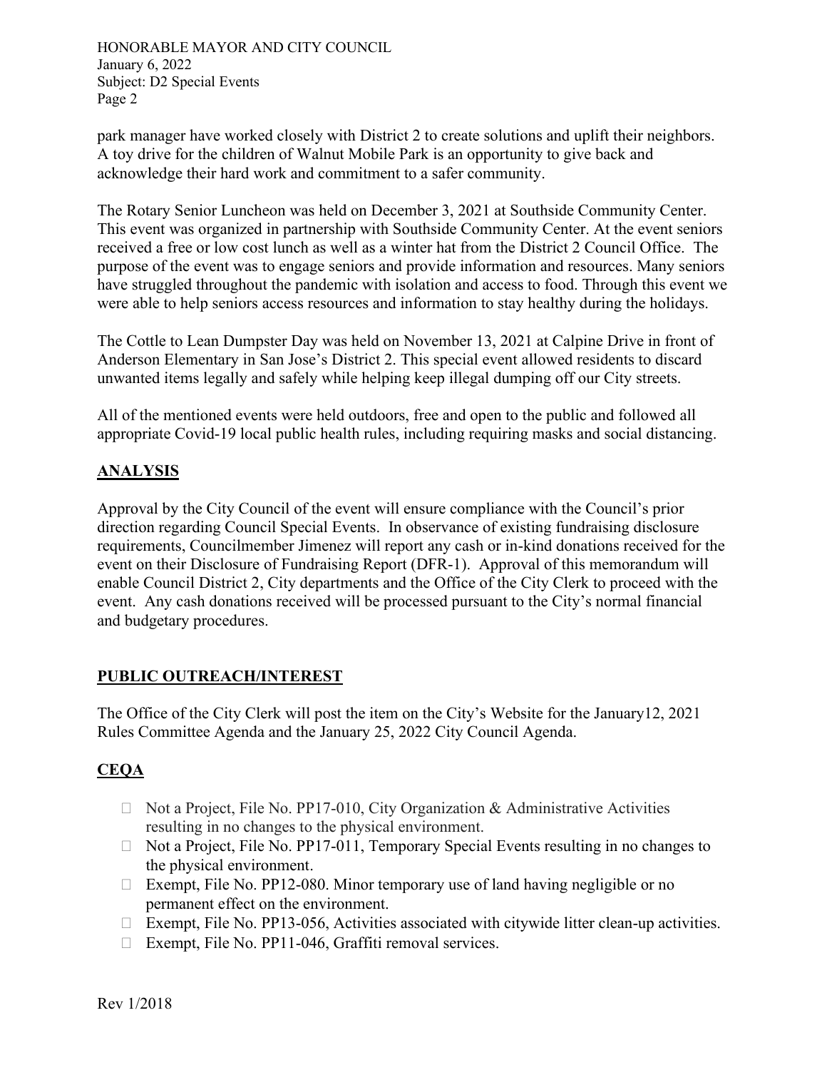park manager have worked closely with District 2 to create solutions and uplift their neighbors. A toy drive for the children of Walnut Mobile Park is an opportunity to give back and acknowledge their hard work and commitment to a safer community.

The Rotary Senior Luncheon was held on December 3, 2021 at Southside Community Center. This event was organized in partnership with Southside Community Center. At the event seniors received a free or low cost lunch as well as a winter hat from the District 2 Council Office. The purpose of the event was to engage seniors and provide information and resources. Many seniors have struggled throughout the pandemic with isolation and access to food. Through this event we were able to help seniors access resources and information to stay healthy during the holidays.

The Cottle to Lean Dumpster Day was held on November 13, 2021 at Calpine Drive in front of Anderson Elementary in San Jose's District 2. This special event allowed residents to discard unwanted items legally and safely while helping keep illegal dumping off our City streets.

All of the mentioned events were held outdoors, free and open to the public and followed all appropriate Covid-19 local public health rules, including requiring masks and social distancing.

## ANALYSIS

Approval by the City Council of the event will ensure compliance with the Council's prior direction regarding Council Special Events. In observance of existing fundraising disclosure requirements, Councilmember Jimenez will report any cash or in-kind donations received for the event on their Disclosure of Fundraising Report (DFR-1). Approval of this memorandum will enable Council District 2, City departments and the Office of the City Clerk to proceed with the event. Any cash donations received will be processed pursuant to the City's normal financial and budgetary procedures.

## PUBLIC OUTREACH/INTEREST

The Office of the City Clerk will post the item on the City's Website for the January12, 2021 Rules Committee Agenda and the January 25, 2022 City Council Agenda.

## CEQA

- ☐ Not a Project, File No. PP17-010, City Organization & Administrative Activities resulting in no changes to the physical environment.
- ☐ Not a Project, File No. PP17-011, Temporary Special Events resulting in no changes to the physical environment.
- ☐ Exempt, File No. PP12-080. Minor temporary use of land having negligible or no permanent effect on the environment.
- ☐ Exempt, File No. PP13-056, Activities associated with citywide litter clean-up activities.
- ☐ Exempt, File No. PP11-046, Graffiti removal services.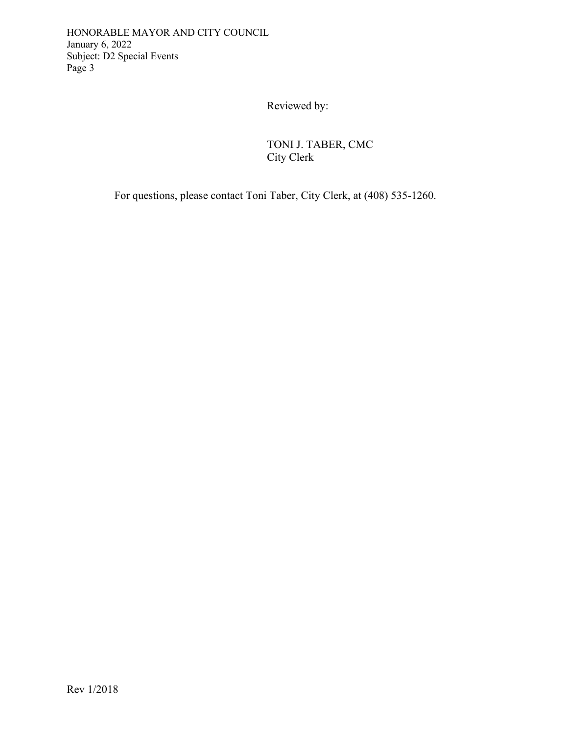Reviewed by:

TONI J. TABER, CMC
City Clerk

For questions, please contact Toni Taber, City Clerk, at (408) 535-1260.

Rev 1/2018